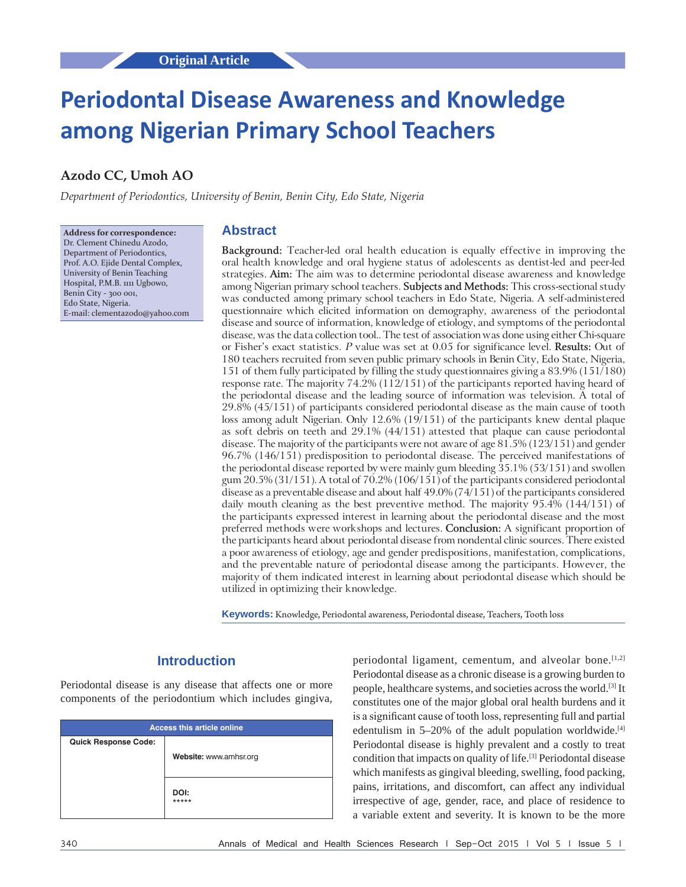Original Article

# Periodontal Disease Awareness and Knowledge among Nigerian Primary School Teachers

**Azodo CC, Umoh AO**

*Department of Periodontics, University of Benin, Benin City, Edo State, Nigeria*

**Address for correspondence:**
Dr. Clement Chinedu Azodo,
Department of Periodontics,
Prof. A.O. Ejide Dental Complex,
University of Benin Teaching Hospital, P.M.B. 1111 Ugbowo,
Benin City - 300 001,
Edo State, Nigeria.
E-mail: clementazodo@yahoo.com

## Abstract

**Background:** Teacher-led oral health education is equally effective in improving the oral health knowledge and oral hygiene status of adolescents as dentist-led and peer-led strategies. **Aim:** The aim was to determine periodontal disease awareness and knowledge among Nigerian primary school teachers. **Subjects and Methods:** This cross-sectional study was conducted among primary school teachers in Edo State, Nigeria. A self-administered questionnaire which elicited information on demography, awareness of the periodontal disease and source of information, knowledge of etiology, and symptoms of the periodontal disease, was the data collection tool.. The test of association was done using either Chi-square or Fisher's exact statistics. *P* value was set at 0.05 for significance level. **Results:** Out of 180 teachers recruited from seven public primary schools in Benin City, Edo State, Nigeria, 151 of them fully participated by filling the study questionnaires giving a 83.9% (151/180) response rate. The majority 74.2% (112/151) of the participants reported having heard of the periodontal disease and the leading source of information was television. A total of 29.8% (45/151) of participants considered periodontal disease as the main cause of tooth loss among adult Nigerian. Only 12.6% (19/151) of the participants knew dental plaque as soft debris on teeth and 29.1% (44/151) attested that plaque can cause periodontal disease. The majority of the participants were not aware of age 81.5% (123/151) and gender 96.7% (146/151) predisposition to periodontal disease. The perceived manifestations of the periodontal disease reported by were mainly gum bleeding 35.1% (53/151) and swollen gum 20.5% (31/151). A total of 70.2% (106/151) of the participants considered periodontal disease as a preventable disease and about half 49.0% (74/151) of the participants considered daily mouth cleaning as the best preventive method. The majority 95.4% (144/151) of the participants expressed interest in learning about the periodontal disease and the most preferred methods were workshops and lectures. **Conclusion:** A significant proportion of the participants heard about periodontal disease from nondental clinic sources. There existed a poor awareness of etiology, age and gender predispositions, manifestation, complications, and the preventable nature of periodontal disease among the participants. However, the majority of them indicated interest in learning about periodontal disease which should be utilized in optimizing their knowledge.

**Keywords:** Knowledge, Periodontal awareness, Periodontal disease, Teachers, Tooth loss

## Introduction

Periodontal disease is any disease that affects one or more components of the periodontium which includes gingiva, periodontal ligament, cementum, and alveolar bone.[1,2] Periodontal disease as a chronic disease is a growing burden to people, healthcare systems, and societies across the world.[3] It constitutes one of the major global oral health burdens and it is a significant cause of tooth loss, representing full and partial edentulism in 5–20% of the adult population worldwide.[4] Periodontal disease is highly prevalent and a costly to treat condition that impacts on quality of life.[3] Periodontal disease which manifests as gingival bleeding, swelling, food packing, pains, irritations, and discomfort, can affect any individual irrespective of age, gender, race, and place of residence to a variable extent and severity. It is known to be the more

| Access this article online | |
|---|---|
| Quick Response Code: | Website: www.amhsr.org |
| | DOI: ***** |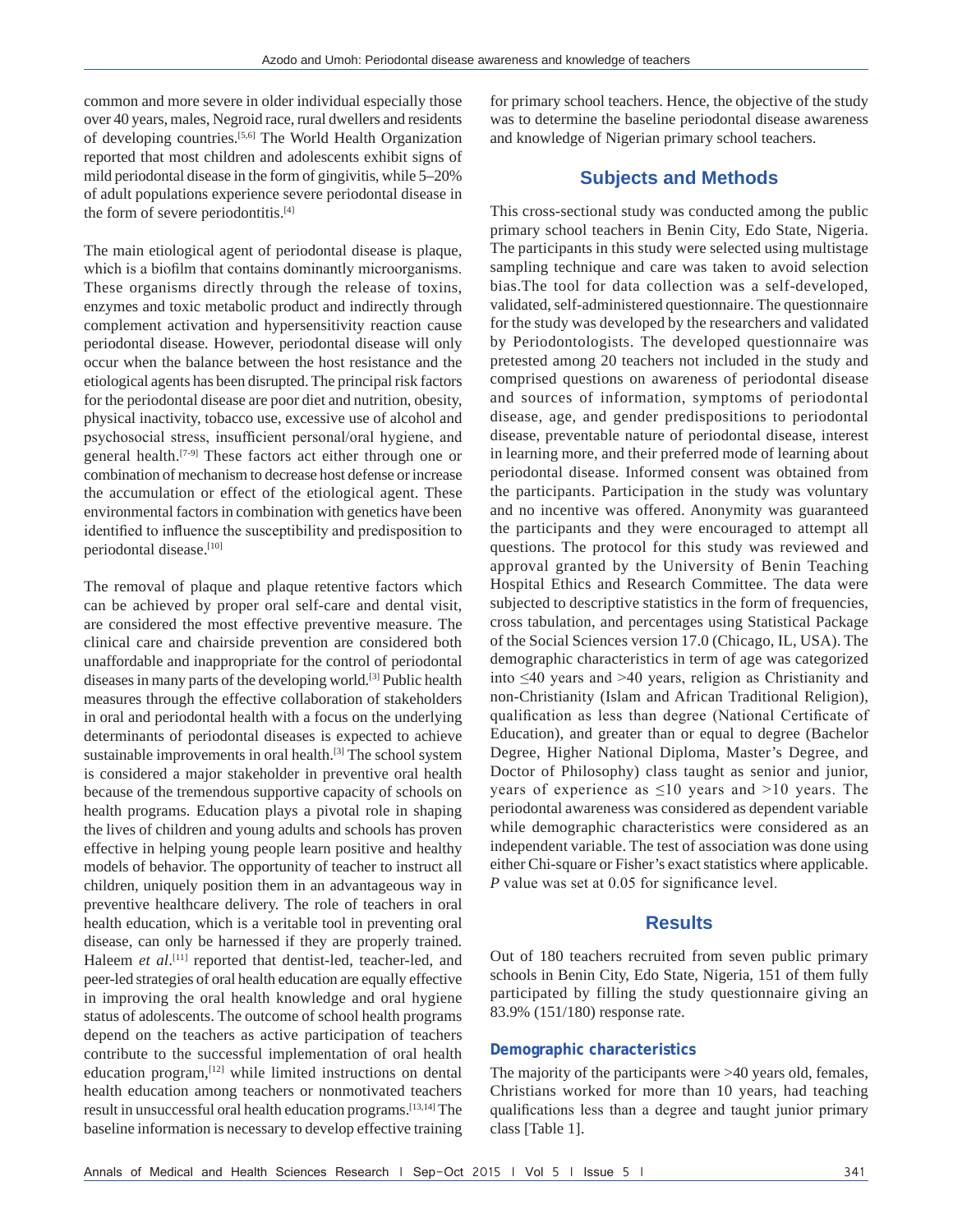common and more severe in older individual especially those over 40 years, males, Negroid race, rural dwellers and residents of developing countries.[5,6] The World Health Organization reported that most children and adolescents exhibit signs of mild periodontal disease in the form of gingivitis, while 5–20% of adult populations experience severe periodontal disease in the form of severe periodontitis.[4]

The main etiological agent of periodontal disease is plaque, which is a biofilm that contains dominantly microorganisms. These organisms directly through the release of toxins, enzymes and toxic metabolic product and indirectly through complement activation and hypersensitivity reaction cause periodontal disease. However, periodontal disease will only occur when the balance between the host resistance and the etiological agents has been disrupted. The principal risk factors for the periodontal disease are poor diet and nutrition, obesity, physical inactivity, tobacco use, excessive use of alcohol and psychosocial stress, insufficient personal/oral hygiene, and general health.[7-9] These factors act either through one or combination of mechanism to decrease host defense or increase the accumulation or effect of the etiological agent. These environmental factors in combination with genetics have been identified to influence the susceptibility and predisposition to periodontal disease.[10]

The removal of plaque and plaque retentive factors which can be achieved by proper oral self-care and dental visit, are considered the most effective preventive measure. The clinical care and chairside prevention are considered both unaffordable and inappropriate for the control of periodontal diseases in many parts of the developing world.[3] Public health measures through the effective collaboration of stakeholders in oral and periodontal health with a focus on the underlying determinants of periodontal diseases is expected to achieve sustainable improvements in oral health.[3] The school system is considered a major stakeholder in preventive oral health because of the tremendous supportive capacity of schools on health programs. Education plays a pivotal role in shaping the lives of children and young adults and schools has proven effective in helping young people learn positive and healthy models of behavior. The opportunity of teacher to instruct all children, uniquely position them in an advantageous way in preventive healthcare delivery. The role of teachers in oral health education, which is a veritable tool in preventing oral disease, can only be harnessed if they are properly trained. Haleem *et al*.[11] reported that dentist-led, teacher-led, and peer-led strategies of oral health education are equally effective in improving the oral health knowledge and oral hygiene status of adolescents. The outcome of school health programs depend on the teachers as active participation of teachers contribute to the successful implementation of oral health education program,[12] while limited instructions on dental health education among teachers or nonmotivated teachers result in unsuccessful oral health education programs.[13,14] The baseline information is necessary to develop effective training for primary school teachers. Hence, the objective of the study was to determine the baseline periodontal disease awareness and knowledge of Nigerian primary school teachers.

## Subjects and Methods

This cross-sectional study was conducted among the public primary school teachers in Benin City, Edo State, Nigeria. The participants in this study were selected using multistage sampling technique and care was taken to avoid selection bias.The tool for data collection was a self-developed, validated, self-administered questionnaire. The questionnaire for the study was developed by the researchers and validated by Periodontologists. The developed questionnaire was pretested among 20 teachers not included in the study and comprised questions on awareness of periodontal disease and sources of information, symptoms of periodontal disease, age, and gender predispositions to periodontal disease, preventable nature of periodontal disease, interest in learning more, and their preferred mode of learning about periodontal disease. Informed consent was obtained from the participants. Participation in the study was voluntary and no incentive was offered. Anonymity was guaranteed the participants and they were encouraged to attempt all questions. The protocol for this study was reviewed and approval granted by the University of Benin Teaching Hospital Ethics and Research Committee. The data were subjected to descriptive statistics in the form of frequencies, cross tabulation, and percentages using Statistical Package of the Social Sciences version 17.0 (Chicago, IL, USA). The demographic characteristics in term of age was categorized into ≤40 years and >40 years, religion as Christianity and non-Christianity (Islam and African Traditional Religion), qualification as less than degree (National Certificate of Education), and greater than or equal to degree (Bachelor Degree, Higher National Diploma, Master's Degree, and Doctor of Philosophy) class taught as senior and junior, years of experience as ≤10 years and >10 years. The periodontal awareness was considered as dependent variable while demographic characteristics were considered as an independent variable. The test of association was done using either Chi-square or Fisher's exact statistics where applicable. *P* value was set at 0.05 for significance level.

## Results

Out of 180 teachers recruited from seven public primary schools in Benin City, Edo State, Nigeria, 151 of them fully participated by filling the study questionnaire giving an 83.9% (151/180) response rate.

### Demographic characteristics

The majority of the participants were >40 years old, females, Christians worked for more than 10 years, had teaching qualifications less than a degree and taught junior primary class [Table 1].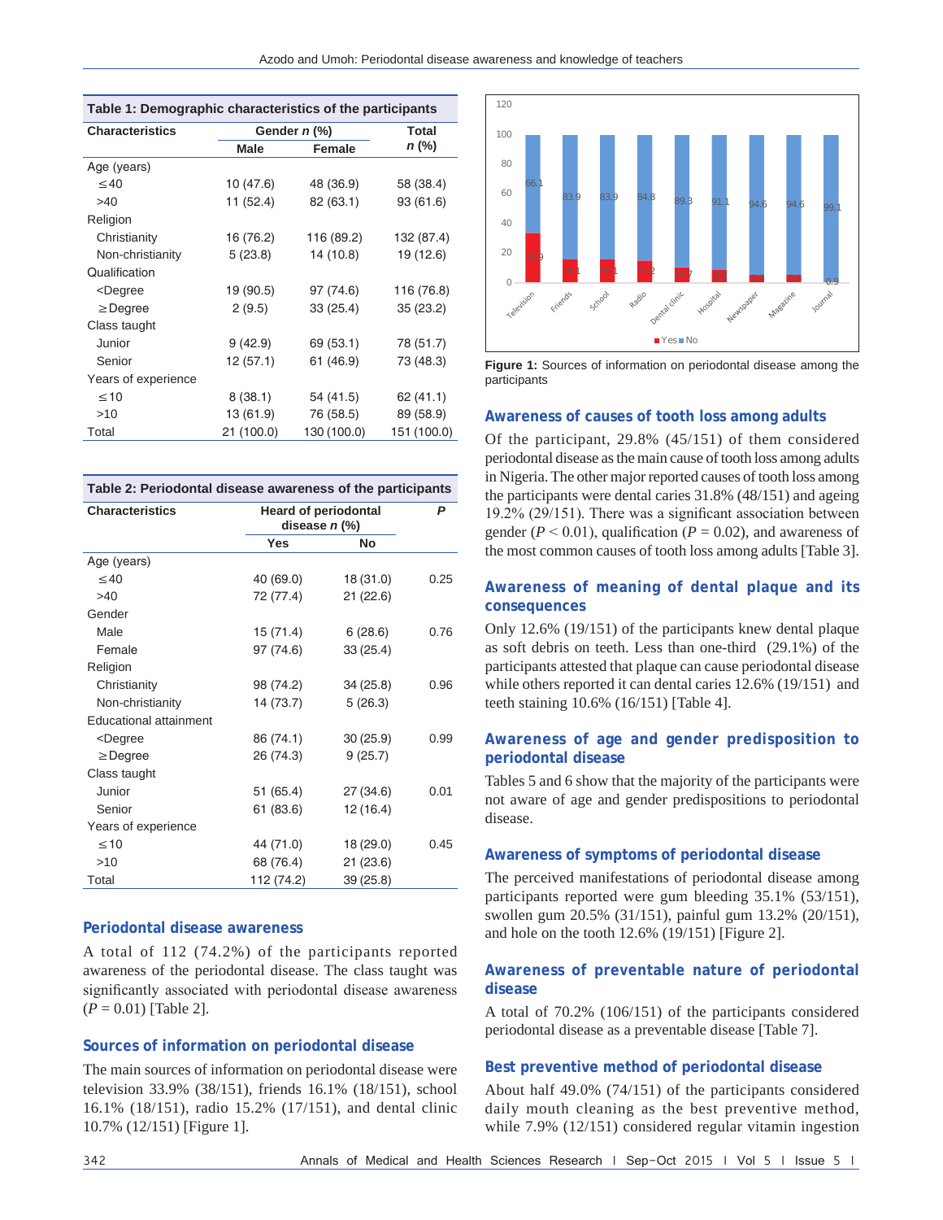**Table 1: Demographic characteristics of the participants**

| Characteristics | Gender n (%) | | Total n (%) |
|---|---|---|---|
| | Male | Female | |
| Age (years) | | | |
| ≤40 | 10 (47.6) | 48 (36.9) | 58 (38.4) |
| >40 | 11 (52.4) | 82 (63.1) | 93 (61.6) |
| Religion | | | |
| Christianity | 16 (76.2) | 116 (89.2) | 132 (87.4) |
| Non-christianity | 5 (23.8) | 14 (10.8) | 19 (12.6) |
| Qualification | | | |
| <Degree | 19 (90.5) | 97 (74.6) | 116 (76.8) |
| ≥Degree | 2 (9.5) | 33 (25.4) | 35 (23.2) |
| Class taught | | | |
| Junior | 9 (42.9) | 69 (53.1) | 78 (51.7) |
| Senior | 12 (57.1) | 61 (46.9) | 73 (48.3) |
| Years of experience | | | |
| ≤10 | 8 (38.1) | 54 (41.5) | 62 (41.1) |
| >10 | 13 (61.9) | 76 (58.5) | 89 (58.9) |
| Total | 21 (100.0) | 130 (100.0) | 151 (100.0) |

**Table 2: Periodontal disease awareness of the participants**

| Characteristics | Heard of periodontal disease n (%) | | P |
|---|---|---|---|
| | Yes | No | |
| Age (years) | | | |
| ≤40 | 40 (69.0) | 18 (31.0) | 0.25 |
| >40 | 72 (77.4) | 21 (22.6) | |
| Gender | | | |
| Male | 15 (71.4) | 6 (28.6) | 0.76 |
| Female | 97 (74.6) | 33 (25.4) | |
| Religion | | | |
| Christianity | 98 (74.2) | 34 (25.8) | 0.96 |
| Non-christianity | 14 (73.7) | 5 (26.3) | |
| Educational attainment | | | |
| <Degree | 86 (74.1) | 30 (25.9) | 0.99 |
| ≥Degree | 26 (74.3) | 9 (25.7) | |
| Class taught | | | |
| Junior | 51 (65.4) | 27 (34.6) | 0.01 |
| Senior | 61 (83.6) | 12 (16.4) | |
| Years of experience | | | |
| ≤10 | 44 (71.0) | 18 (29.0) | 0.45 |
| >10 | 68 (76.4) | 21 (23.6) | |
| Total | 112 (74.2) | 39 (25.8) | |

### Periodontal disease awareness

A total of 112 (74.2%) of the participants reported awareness of the periodontal disease. The class taught was significantly associated with periodontal disease awareness ($P = 0.01$) [Table 2].

### Sources of information on periodontal disease

The main sources of information on periodontal disease were television 33.9% (38/151), friends 16.1% (18/151), school 16.1% (18/151), radio 15.2% (17/151), and dental clinic 10.7% (12/151) [Figure 1].

**Figure 1:** Sources of information on periodontal disease among the participants

### Awareness of causes of tooth loss among adults

Of the participant, 29.8% (45/151) of them considered periodontal disease as the main cause of tooth loss among adults in Nigeria. The other major reported causes of tooth loss among the participants were dental caries 31.8% (48/151) and ageing 19.2% (29/151). There was a significant association between gender ($P < 0.01$), qualification ($P = 0.02$), and awareness of the most common causes of tooth loss among adults [Table 3].

### Awareness of meaning of dental plaque and its consequences

Only 12.6% (19/151) of the participants knew dental plaque as soft debris on teeth. Less than one-third (29.1%) of the participants attested that plaque can cause periodontal disease while others reported it can dental caries 12.6% (19/151) and teeth staining 10.6% (16/151) [Table 4].

### Awareness of age and gender predisposition to periodontal disease

Tables 5 and 6 show that the majority of the participants were not aware of age and gender predispositions to periodontal disease.

### Awareness of symptoms of periodontal disease

The perceived manifestations of periodontal disease among participants reported were gum bleeding 35.1% (53/151), swollen gum 20.5% (31/151), painful gum 13.2% (20/151), and hole on the tooth 12.6% (19/151) [Figure 2].

### Awareness of preventable nature of periodontal disease

A total of 70.2% (106/151) of the participants considered periodontal disease as a preventable disease [Table 7].

### Best preventive method of periodontal disease

About half 49.0% (74/151) of the participants considered daily mouth cleaning as the best preventive method, while 7.9% (12/151) considered regular vitamin ingestion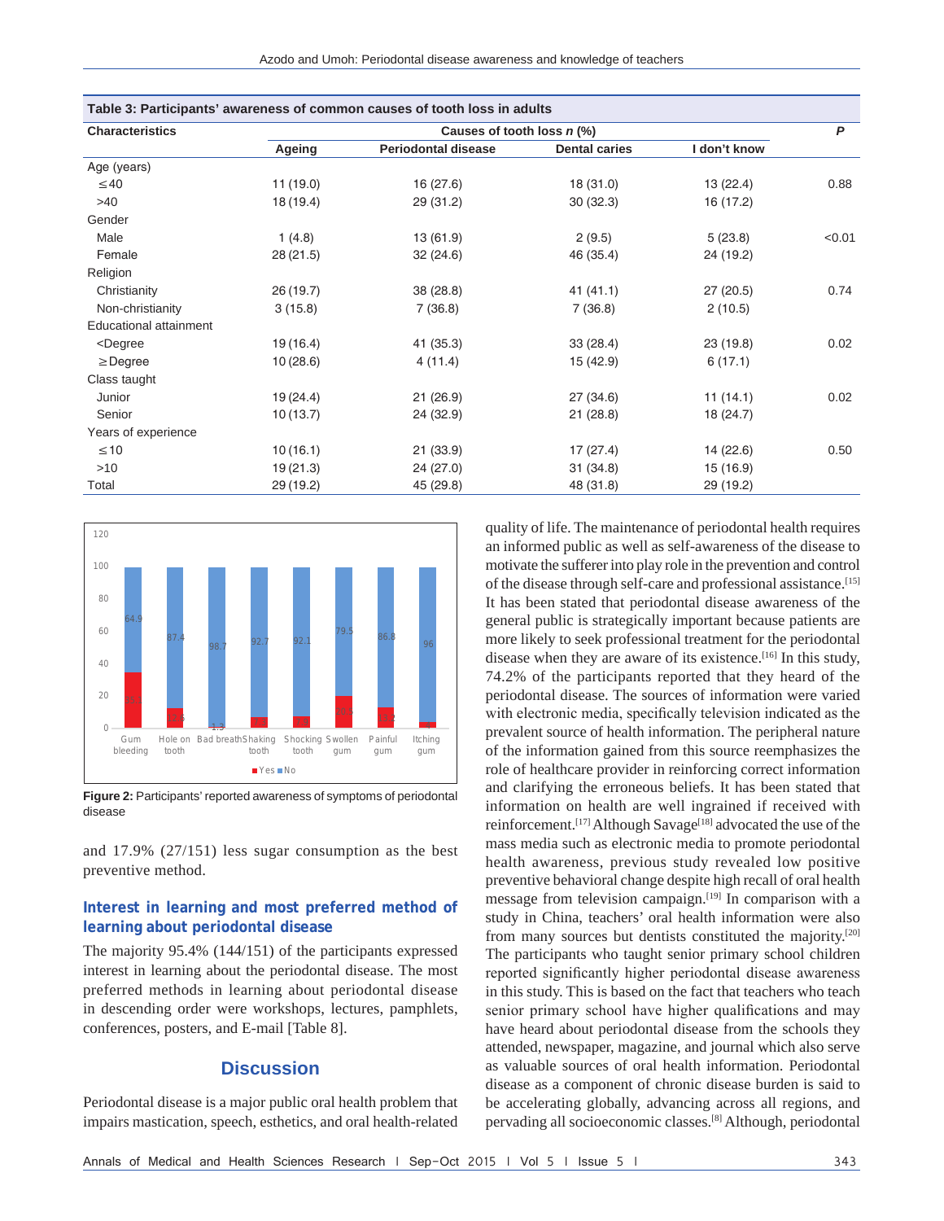**Table 3: Participants' awareness of common causes of tooth loss in adults**

| Characteristics | Causes of tooth loss *n* (%) | | | | *P* |
|---|---|---|---|---|---|
| | Ageing | Periodontal disease | Dental caries | I don't know | |
| Age (years) | | | | | |
| ≤40 | 11 (19.0) | 16 (27.6) | 18 (31.0) | 13 (22.4) | 0.88 |
| >40 | 18 (19.4) | 29 (31.2) | 30 (32.3) | 16 (17.2) | |
| Gender | | | | | |
| Male | 1 (4.8) | 13 (61.9) | 2 (9.5) | 5 (23.8) | <0.01 |
| Female | 28 (21.5) | 32 (24.6) | 46 (35.4) | 24 (19.2) | |
| Religion | | | | | |
| Christianity | 26 (19.7) | 38 (28.8) | 41 (41.1) | 27 (20.5) | 0.74 |
| Non-christianity | 3 (15.8) | 7 (36.8) | 7 (36.8) | 2 (10.5) | |
| Educational attainment | | | | | |
| <Degree | 19 (16.4) | 41 (35.3) | 33 (28.4) | 23 (19.8) | 0.02 |
| ≥Degree | 10 (28.6) | 4 (11.4) | 15 (42.9) | 6 (17.1) | |
| Class taught | | | | | |
| Junior | 19 (24.4) | 21 (26.9) | 27 (34.6) | 11 (14.1) | 0.02 |
| Senior | 10 (13.7) | 24 (32.9) | 21 (28.8) | 18 (24.7) | |
| Years of experience | | | | | |
| ≤10 | 10 (16.1) | 21 (33.9) | 17 (27.4) | 14 (22.6) | 0.50 |
| >10 | 19 (21.3) | 24 (27.0) | 31 (34.8) | 15 (16.9) | |
| Total | 29 (19.2) | 45 (29.8) | 48 (31.8) | 29 (19.2) | |

**Figure 2:** Participants' reported awareness of symptoms of periodontal disease

and 17.9% (27/151) less sugar consumption as the best preventive method.

### Interest in learning and most preferred method of learning about periodontal disease

The majority 95.4% (144/151) of the participants expressed interest in learning about the periodontal disease. The most preferred methods in learning about periodontal disease in descending order were workshops, lectures, pamphlets, conferences, posters, and E-mail [Table 8].

## Discussion

Periodontal disease is a major public oral health problem that impairs mastication, speech, esthetics, and oral health-related quality of life. The maintenance of periodontal health requires an informed public as well as self-awareness of the disease to motivate the sufferer into play role in the prevention and control of the disease through self-care and professional assistance.[15] It has been stated that periodontal disease awareness of the general public is strategically important because patients are more likely to seek professional treatment for the periodontal disease when they are aware of its existence.[16] In this study, 74.2% of the participants reported that they heard of the periodontal disease. The sources of information were varied with electronic media, specifically television indicated as the prevalent source of health information. The peripheral nature of the information gained from this source reemphasizes the role of healthcare provider in reinforcing correct information and clarifying the erroneous beliefs. It has been stated that information on health are well ingrained if received with reinforcement.[17] Although Savage[18] advocated the use of the mass media such as electronic media to promote periodontal health awareness, previous study revealed low positive preventive behavioral change despite high recall of oral health message from television campaign.[19] In comparison with a study in China, teachers' oral health information were also from many sources but dentists constituted the majority.[20] The participants who taught senior primary school children reported significantly higher periodontal disease awareness in this study. This is based on the fact that teachers who teach senior primary school have higher qualifications and may have heard about periodontal disease from the schools they attended, newspaper, magazine, and journal which also serve as valuable sources of oral health information. Periodontal disease as a component of chronic disease burden is said to be accelerating globally, advancing across all regions, and pervading all socioeconomic classes.[8] Although, periodontal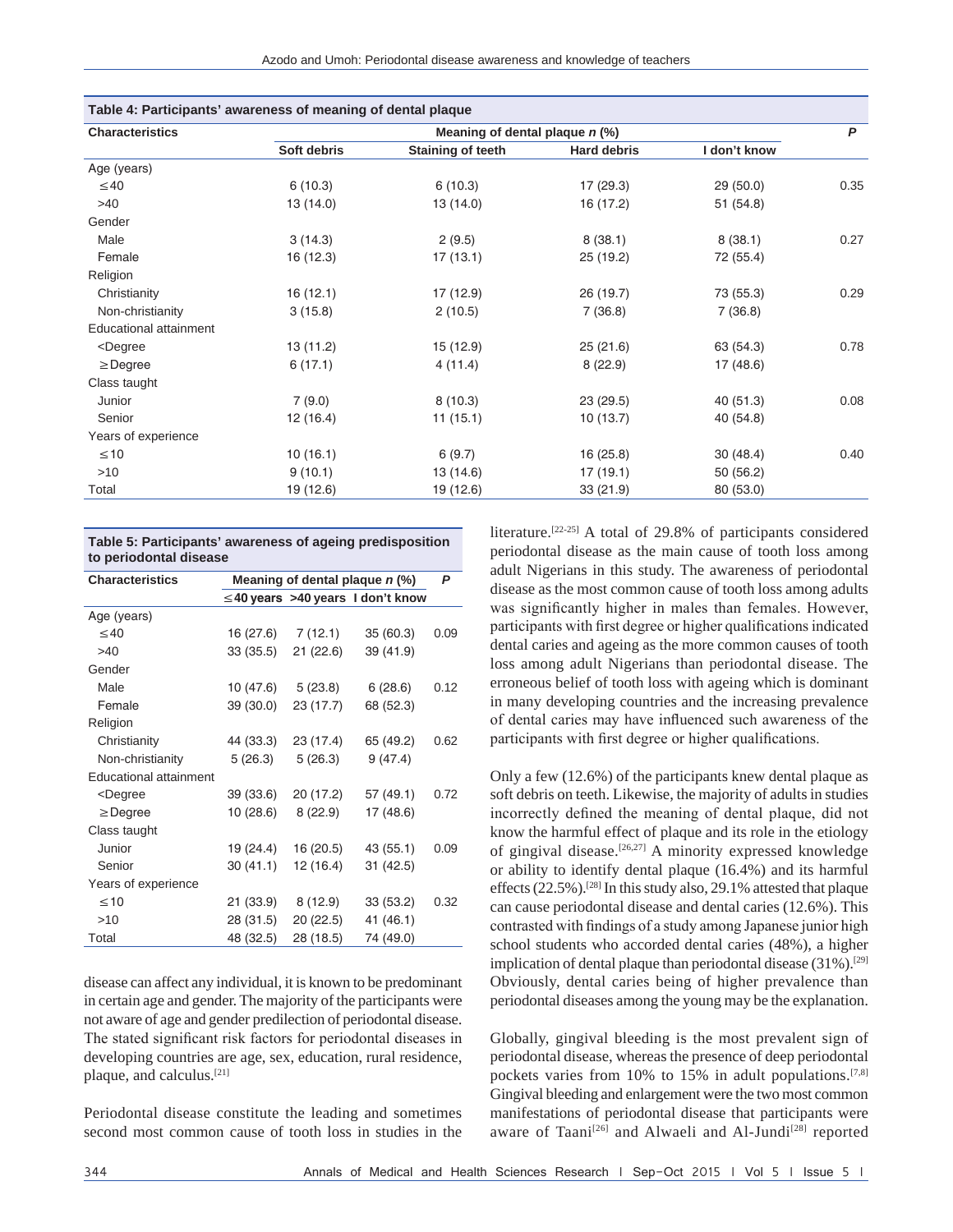**Table 4: Participants' awareness of meaning of dental plaque**

| Characteristics | Meaning of dental plaque *n* (%) | | | | *P* |
|---|---|---|---|---|---|
| | Soft debris | Staining of teeth | Hard debris | I don't know | |
| Age (years) | | | | | |
| ≤40 | 6 (10.3) | 6 (10.3) | 17 (29.3) | 29 (50.0) | 0.35 |
| >40 | 13 (14.0) | 13 (14.0) | 16 (17.2) | 51 (54.8) | |
| Gender | | | | | |
| Male | 3 (14.3) | 2 (9.5) | 8 (38.1) | 8 (38.1) | 0.27 |
| Female | 16 (12.3) | 17 (13.1) | 25 (19.2) | 72 (55.4) | |
| Religion | | | | | |
| Christianity | 16 (12.1) | 17 (12.9) | 26 (19.7) | 73 (55.3) | 0.29 |
| Non-christianity | 3 (15.8) | 2 (10.5) | 7 (36.8) | 7 (36.8) | |
| Educational attainment | | | | | |
| <Degree | 13 (11.2) | 15 (12.9) | 25 (21.6) | 63 (54.3) | 0.78 |
| ≥Degree | 6 (17.1) | 4 (11.4) | 8 (22.9) | 17 (48.6) | |
| Class taught | | | | | |
| Junior | 7 (9.0) | 8 (10.3) | 23 (29.5) | 40 (51.3) | 0.08 |
| Senior | 12 (16.4) | 11 (15.1) | 10 (13.7) | 40 (54.8) | |
| Years of experience | | | | | |
| ≤10 | 10 (16.1) | 6 (9.7) | 16 (25.8) | 30 (48.4) | 0.40 |
| >10 | 9 (10.1) | 13 (14.6) | 17 (19.1) | 50 (56.2) | |
| Total | 19 (12.6) | 19 (12.6) | 33 (21.9) | 80 (53.0) | |

**Table 5: Participants' awareness of ageing predisposition to periodontal disease**

| Characteristics | Meaning of dental plaque *n* (%) | | | *P* |
|---|---|---|---|---|
| | ≤40 years | >40 years | I don't know | |
| Age (years) | | | | |
| ≤40 | 16 (27.6) | 7 (12.1) | 35 (60.3) | 0.09 |
| >40 | 33 (35.5) | 21 (22.6) | 39 (41.9) | |
| Gender | | | | |
| Male | 10 (47.6) | 5 (23.8) | 6 (28.6) | 0.12 |
| Female | 39 (30.0) | 23 (17.7) | 68 (52.3) | |
| Religion | | | | |
| Christianity | 44 (33.3) | 23 (17.4) | 65 (49.2) | 0.62 |
| Non-christianity | 5 (26.3) | 5 (26.3) | 9 (47.4) | |
| Educational attainment | | | | |
| <Degree | 39 (33.6) | 20 (17.2) | 57 (49.1) | 0.72 |
| ≥Degree | 10 (28.6) | 8 (22.9) | 17 (48.6) | |
| Class taught | | | | |
| Junior | 19 (24.4) | 16 (20.5) | 43 (55.1) | 0.09 |
| Senior | 30 (41.1) | 12 (16.4) | 31 (42.5) | |
| Years of experience | | | | |
| ≤10 | 21 (33.9) | 8 (12.9) | 33 (53.2) | 0.32 |
| >10 | 28 (31.5) | 20 (22.5) | 41 (46.1) | |
| Total | 48 (32.5) | 28 (18.5) | 74 (49.0) | |

disease can affect any individual, it is known to be predominant in certain age and gender. The majority of the participants were not aware of age and gender predilection of periodontal disease. The stated significant risk factors for periodontal diseases in developing countries are age, sex, education, rural residence, plaque, and calculus.[21]

Periodontal disease constitute the leading and sometimes second most common cause of tooth loss in studies in the literature.[22-25] A total of 29.8% of participants considered periodontal disease as the main cause of tooth loss among adult Nigerians in this study. The awareness of periodontal disease as the most common cause of tooth loss among adults was significantly higher in males than females. However, participants with first degree or higher qualifications indicated dental caries and ageing as the more common causes of tooth loss among adult Nigerians than periodontal disease. The erroneous belief of tooth loss with ageing which is dominant in many developing countries and the increasing prevalence of dental caries may have influenced such awareness of the participants with first degree or higher qualifications.

Only a few (12.6%) of the participants knew dental plaque as soft debris on teeth. Likewise, the majority of adults in studies incorrectly defined the meaning of dental plaque, did not know the harmful effect of plaque and its role in the etiology of gingival disease.[26,27] A minority expressed knowledge or ability to identify dental plaque (16.4%) and its harmful effects (22.5%).[28] In this study also, 29.1% attested that plaque can cause periodontal disease and dental caries (12.6%). This contrasted with findings of a study among Japanese junior high school students who accorded dental caries (48%), a higher implication of dental plaque than periodontal disease (31%).[29] Obviously, dental caries being of higher prevalence than periodontal diseases among the young may be the explanation.

Globally, gingival bleeding is the most prevalent sign of periodontal disease, whereas the presence of deep periodontal pockets varies from 10% to 15% in adult populations.[7,8] Gingival bleeding and enlargement were the two most common manifestations of periodontal disease that participants were aware of Taani[26] and Alwaeli and Al-Jundi[28] reported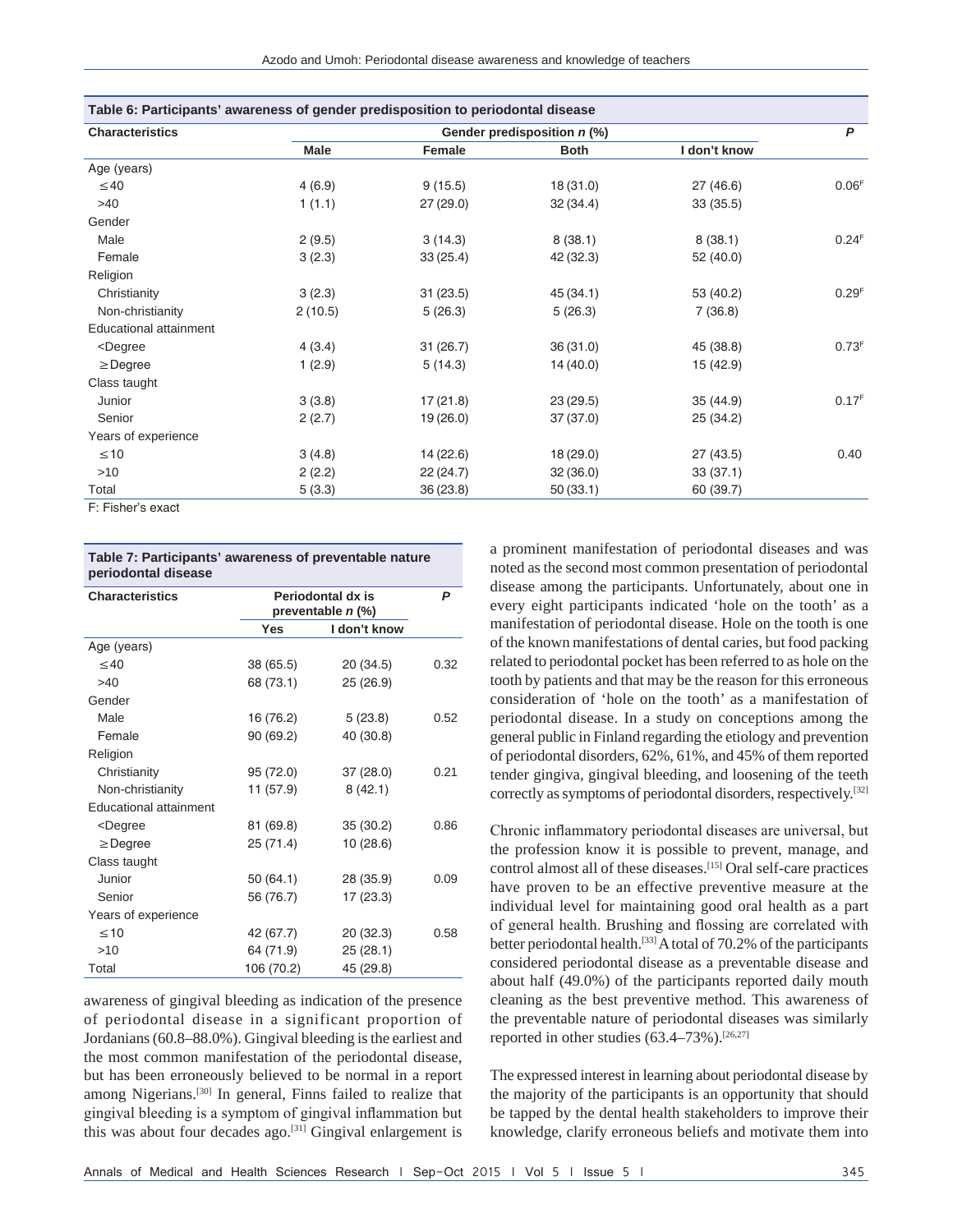**Table 6: Participants' awareness of gender predisposition to periodontal disease**

| Characteristics | Gender predisposition *n* (%) | | | | *P* |
|---|---|---|---|---|---|
| | Male | Female | Both | I don't know | |
| Age (years) | | | | | |
| ≤40 | 4 (6.9) | 9 (15.5) | 18 (31.0) | 27 (46.6) | 0.06[F] |
| >40 | 1 (1.1) | 27 (29.0) | 32 (34.4) | 33 (35.5) | |
| Gender | | | | | |
| Male | 2 (9.5) | 3 (14.3) | 8 (38.1) | 8 (38.1) | 0.24[F] |
| Female | 3 (2.3) | 33 (25.4) | 42 (32.3) | 52 (40.0) | |
| Religion | | | | | |
| Christianity | 3 (2.3) | 31 (23.5) | 45 (34.1) | 53 (40.2) | 0.29[F] |
| Non-christianity | 2 (10.5) | 5 (26.3) | 5 (26.3) | 7 (36.8) | |
| Educational attainment | | | | | |
| <Degree | 4 (3.4) | 31 (26.7) | 36 (31.0) | 45 (38.8) | 0.73[F] |
| ≥Degree | 1 (2.9) | 5 (14.3) | 14 (40.0) | 15 (42.9) | |
| Class taught | | | | | |
| Junior | 3 (3.8) | 17 (21.8) | 23 (29.5) | 35 (44.9) | 0.17[F] |
| Senior | 2 (2.7) | 19 (26.0) | 37 (37.0) | 25 (34.2) | |
| Years of experience | | | | | |
| ≤10 | 3 (4.8) | 14 (22.6) | 18 (29.0) | 27 (43.5) | 0.40 |
| >10 | 2 (2.2) | 22 (24.7) | 32 (36.0) | 33 (37.1) | |
| Total | 5 (3.3) | 36 (23.8) | 50 (33.1) | 60 (39.7) | |

F: Fisher's exact

**Table 7: Participants' awareness of preventable nature periodontal disease**

| Characteristics | Periodontal dx is preventable *n* (%) | | *P* |
|---|---|---|---|
| | Yes | I don't know | |
| Age (years) | | | |
| ≤40 | 38 (65.5) | 20 (34.5) | 0.32 |
| >40 | 68 (73.1) | 25 (26.9) | |
| Gender | | | |
| Male | 16 (76.2) | 5 (23.8) | 0.52 |
| Female | 90 (69.2) | 40 (30.8) | |
| Religion | | | |
| Christianity | 95 (72.0) | 37 (28.0) | 0.21 |
| Non-christianity | 11 (57.9) | 8 (42.1) | |
| Educational attainment | | | |
| <Degree | 81 (69.8) | 35 (30.2) | 0.86 |
| ≥Degree | 25 (71.4) | 10 (28.6) | |
| Class taught | | | |
| Junior | 50 (64.1) | 28 (35.9) | 0.09 |
| Senior | 56 (76.7) | 17 (23.3) | |
| Years of experience | | | |
| ≤10 | 42 (67.7) | 20 (32.3) | 0.58 |
| >10 | 64 (71.9) | 25 (28.1) | |
| Total | 106 (70.2) | 45 (29.8) | |

awareness of gingival bleeding as indication of the presence of periodontal disease in a significant proportion of Jordanians (60.8–88.0%). Gingival bleeding is the earliest and the most common manifestation of the periodontal disease, but has been erroneously believed to be normal in a report among Nigerians.[30] In general, Finns failed to realize that gingival bleeding is a symptom of gingival inflammation but this was about four decades ago.[31] Gingival enlargement is a prominent manifestation of periodontal diseases and was noted as the second most common presentation of periodontal disease among the participants. Unfortunately, about one in every eight participants indicated 'hole on the tooth' as a manifestation of periodontal disease. Hole on the tooth is one of the known manifestations of dental caries, but food packing related to periodontal pocket has been referred to as hole on the tooth by patients and that may be the reason for this erroneous consideration of 'hole on the tooth' as a manifestation of periodontal disease. In a study on conceptions among the general public in Finland regarding the etiology and prevention of periodontal disorders, 62%, 61%, and 45% of them reported tender gingiva, gingival bleeding, and loosening of the teeth correctly as symptoms of periodontal disorders, respectively.[32]

Chronic inflammatory periodontal diseases are universal, but the profession know it is possible to prevent, manage, and control almost all of these diseases.[15] Oral self-care practices have proven to be an effective preventive measure at the individual level for maintaining good oral health as a part of general health. Brushing and flossing are correlated with better periodontal health.[33] A total of 70.2% of the participants considered periodontal disease as a preventable disease and about half (49.0%) of the participants reported daily mouth cleaning as the best preventive method. This awareness of the preventable nature of periodontal diseases was similarly reported in other studies (63.4–73%).[26,27]

The expressed interest in learning about periodontal disease by the majority of the participants is an opportunity that should be tapped by the dental health stakeholders to improve their knowledge, clarify erroneous beliefs and motivate them into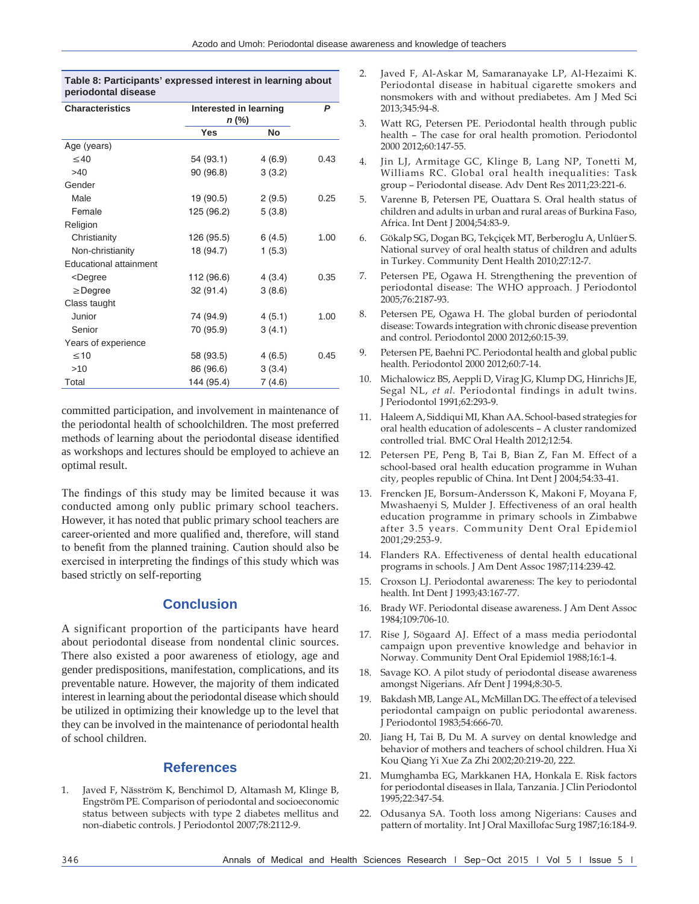**Table 8: Participants' expressed interest in learning about periodontal disease**

| Characteristics | Interested in learning n (%) | | P |
|---|---|---|---|
| | Yes | No | |
| Age (years) | | | |
| ≤40 | 54 (93.1) | 4 (6.9) | 0.43 |
| >40 | 90 (96.8) | 3 (3.2) | |
| Gender | | | |
| Male | 19 (90.5) | 2 (9.5) | 0.25 |
| Female | 125 (96.2) | 5 (3.8) | |
| Religion | | | |
| Christianity | 126 (95.5) | 6 (4.5) | 1.00 |
| Non-christianity | 18 (94.7) | 1 (5.3) | |
| Educational attainment | | | |
| <Degree | 112 (96.6) | 4 (3.4) | 0.35 |
| ≥Degree | 32 (91.4) | 3 (8.6) | |
| Class taught | | | |
| Junior | 74 (94.9) | 4 (5.1) | 1.00 |
| Senior | 70 (95.9) | 3 (4.1) | |
| Years of experience | | | |
| ≤10 | 58 (93.5) | 4 (6.5) | 0.45 |
| >10 | 86 (96.6) | 3 (3.4) | |
| Total | 144 (95.4) | 7 (4.6) | |

committed participation, and involvement in maintenance of the periodontal health of schoolchildren. The most preferred methods of learning about the periodontal disease identified as workshops and lectures should be employed to achieve an optimal result.

The findings of this study may be limited because it was conducted among only public primary school teachers. However, it has noted that public primary school teachers are career-oriented and more qualified and, therefore, will stand to benefit from the planned training. Caution should also be exercised in interpreting the findings of this study which was based strictly on self-reporting

## Conclusion

A significant proportion of the participants have heard about periodontal disease from nondental clinic sources. There also existed a poor awareness of etiology, age and gender predispositions, manifestation, complications, and its preventable nature. However, the majority of them indicated interest in learning about the periodontal disease which should be utilized in optimizing their knowledge up to the level that they can be involved in the maintenance of periodontal health of school children.

## References

1. Javed F, Näsström K, Benchimol D, Altamash M, Klinge B, Engström PE. Comparison of periodontal and socioeconomic status between subjects with type 2 diabetes mellitus and non-diabetic controls. J Periodontol 2007;78:2112-9.
2. Javed F, Al-Askar M, Samaranayake LP, Al-Hezaimi K. Periodontal disease in habitual cigarette smokers and nonsmokers with and without prediabetes. Am J Med Sci 2013;345:94-8.
3. Watt RG, Petersen PE. Periodontal health through public health – The case for oral health promotion. Periodontol 2000 2012;60:147-55.
4. Jin LJ, Armitage GC, Klinge B, Lang NP, Tonetti M, Williams RC. Global oral health inequalities: Task group – Periodontal disease. Adv Dent Res 2011;23:221-6.
5. Varenne B, Petersen PE, Ouattara S. Oral health status of children and adults in urban and rural areas of Burkina Faso, Africa. Int Dent J 2004;54:83-9.
6. Gökalp SG, Dogan BG, Tekçiçek MT, Berberoglu A, Unlüer S. National survey of oral health status of children and adults in Turkey. Community Dent Health 2010;27:12-7.
7. Petersen PE, Ogawa H. Strengthening the prevention of periodontal disease: The WHO approach. J Periodontol 2005;76:2187-93.
8. Petersen PE, Ogawa H. The global burden of periodontal disease: Towards integration with chronic disease prevention and control. Periodontol 2000 2012;60:15-39.
9. Petersen PE, Baehni PC. Periodontal health and global public health. Periodontol 2000 2012;60:7-14.
10. Michalowicz BS, Aeppli D, Virag JG, Klump DG, Hinrichs JE, Segal NL, *et al.* Periodontal findings in adult twins. J Periodontol 1991;62:293-9.
11. Haleem A, Siddiqui MI, Khan AA. School-based strategies for oral health education of adolescents – A cluster randomized controlled trial. BMC Oral Health 2012;12:54.
12. Petersen PE, Peng B, Tai B, Bian Z, Fan M. Effect of a school-based oral health education programme in Wuhan city, peoples republic of China. Int Dent J 2004;54:33-41.
13. Frencken JE, Borsum-Andersson K, Makoni F, Moyana F, Mwashaenyi S, Mulder J. Effectiveness of an oral health education programme in primary schools in Zimbabwe after 3.5 years. Community Dent Oral Epidemiol 2001;29:253-9.
14. Flanders RA. Effectiveness of dental health educational programs in schools. J Am Dent Assoc 1987;114:239-42.
15. Croxson LJ. Periodontal awareness: The key to periodontal health. Int Dent J 1993;43:167-77.
16. Brady WF. Periodontal disease awareness. J Am Dent Assoc 1984;109:706-10.
17. Rise J, Sögaard AJ. Effect of a mass media periodontal campaign upon preventive knowledge and behavior in Norway. Community Dent Oral Epidemiol 1988;16:1-4.
18. Savage KO. A pilot study of periodontal disease awareness amongst Nigerians. Afr Dent J 1994;8:30-5.
19. Bakdash MB, Lange AL, McMillan DG. The effect of a televised periodontal campaign on public periodontal awareness. J Periodontol 1983;54:666-70.
20. Jiang H, Tai B, Du M. A survey on dental knowledge and behavior of mothers and teachers of school children. Hua Xi Kou Qiang Yi Xue Za Zhi 2002;20:219-20, 222.
21. Mumghamba EG, Markkanen HA, Honkala E. Risk factors for periodontal diseases in Ilala, Tanzania. J Clin Periodontol 1995;22:347-54.
22. Odusanya SA. Tooth loss among Nigerians: Causes and pattern of mortality. Int J Oral Maxillofac Surg 1987;16:184-9.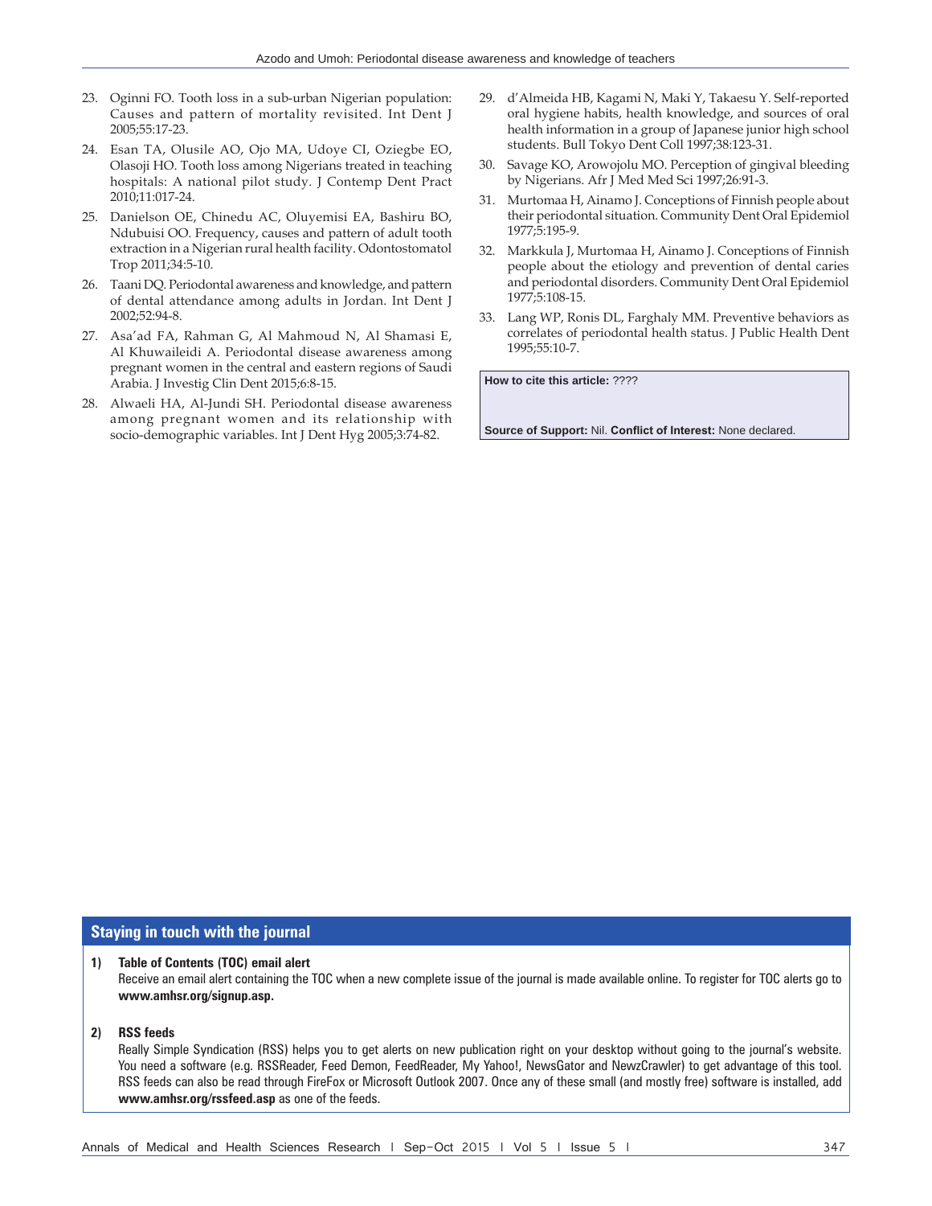23. Oginni FO. Tooth loss in a sub-urban Nigerian population: Causes and pattern of mortality revisited. Int Dent J 2005;55:17-23.
24. Esan TA, Olusile AO, Ojo MA, Udoye CI, Oziegbe EO, Olasoji HO. Tooth loss among Nigerians treated in teaching hospitals: A national pilot study. J Contemp Dent Pract 2010;11:017-24.
25. Danielson OE, Chinedu AC, Oluyemisi EA, Bashiru BO, Ndubuisi OO. Frequency, causes and pattern of adult tooth extraction in a Nigerian rural health facility. Odontostomatol Trop 2011;34:5-10.
26. Taani DQ. Periodontal awareness and knowledge, and pattern of dental attendance among adults in Jordan. Int Dent J 2002;52:94-8.
27. Asa'ad FA, Rahman G, Al Mahmoud N, Al Shamasi E, Al Khuwaileidi A. Periodontal disease awareness among pregnant women in the central and eastern regions of Saudi Arabia. J Investig Clin Dent 2015;6:8-15.
28. Alwaeli HA, Al-Jundi SH. Periodontal disease awareness among pregnant women and its relationship with socio-demographic variables. Int J Dent Hyg 2005;3:74-82.
29. d'Almeida HB, Kagami N, Maki Y, Takaesu Y. Self-reported oral hygiene habits, health knowledge, and sources of oral health information in a group of Japanese junior high school students. Bull Tokyo Dent Coll 1997;38:123-31.
30. Savage KO, Arowojolu MO. Perception of gingival bleeding by Nigerians. Afr J Med Med Sci 1997;26:91-3.
31. Murtomaa H, Ainamo J. Conceptions of Finnish people about their periodontal situation. Community Dent Oral Epidemiol 1977;5:195-9.
32. Markkula J, Murtomaa H, Ainamo J. Conceptions of Finnish people about the etiology and prevention of dental caries and periodontal disorders. Community Dent Oral Epidemiol 1977;5:108-15.
33. Lang WP, Ronis DL, Farghaly MM. Preventive behaviors as correlates of periodontal health status. J Public Health Dent 1995;55:10-7.

**How to cite this article:** ????

**Source of Support:** Nil. **Conflict of Interest:** None declared.

## Staying in touch with the journal

1) **Table of Contents (TOC) email alert**
Receive an email alert containing the TOC when a new complete issue of the journal is made available online. To register for TOC alerts go to **www.amhsr.org/signup.asp.**

2) **RSS feeds**
Really Simple Syndication (RSS) helps you to get alerts on new publication right on your desktop without going to the journal's website. You need a software (e.g. RSSReader, Feed Demon, FeedReader, My Yahoo!, NewsGator and NewzCrawler) to get advantage of this tool. RSS feeds can also be read through FireFox or Microsoft Outlook 2007. Once any of these small (and mostly free) software is installed, add **www.amhsr.org/rssfeed.asp** as one of the feeds.